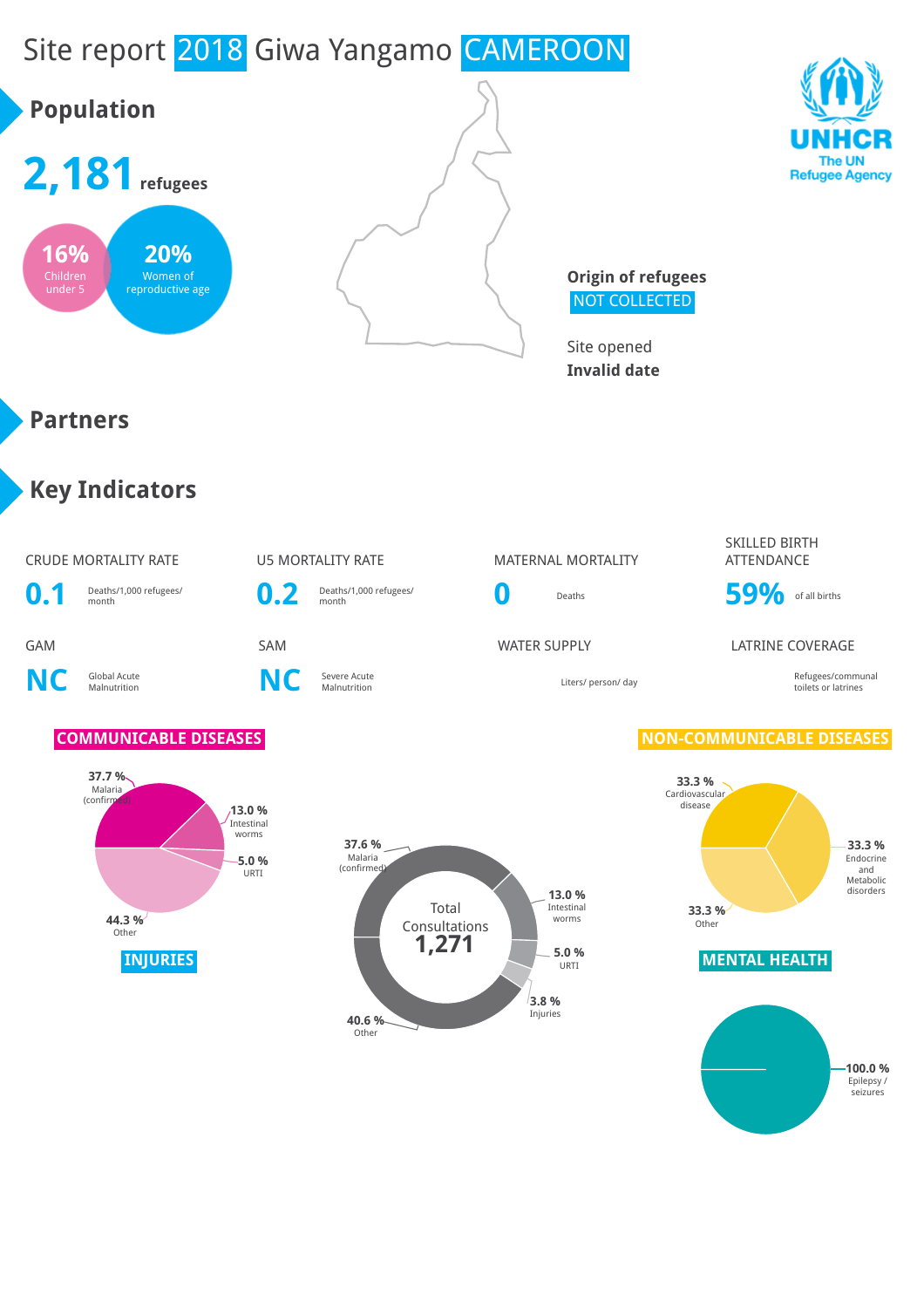# Site report 2018 Giwa Yangamo CAMEROON

UNHCR
The UN Refugee Agency

## Population

**2,181** refugees

**16%** Children under 5

**20%** Women of reproductive age

**Origin of refugees**
NOT COLLECTED

Site opened
**Invalid date**

## Partners

## Key Indicators

| CRUDE MORTALITY RATE | U5 MORTALITY RATE | MATERNAL MORTALITY | SKILLED BIRTH ATTENDANCE |
|---|---|---|---|
| **0.1** Deaths/1,000 refugees/ month | **0.2** Deaths/1,000 refugees/ month | **0** Deaths | **59%** of all births |

| GAM | SAM | WATER SUPPLY | LATRINE COVERAGE |
|---|---|---|---|
| **NC** Global Acute Malnutrition | **NC** Severe Acute Malnutrition | Liters/ person/ day | Refugees/communal toilets or latrines |

### COMMUNICABLE DISEASES

- 37.7 % Malaria (confirmed)
- 13.0 % Intestinal worms
- 5.0 % URTI
- 44.3 % Other

### INJURIES

### Total Consultations 1,271

- 37.6 % Malaria (confirmed)
- 13.0 % Intestinal worms
- 5.0 % URTI
- 3.8 % Injuries
- 40.6 % Other

### NON-COMMUNICABLE DISEASES

- 33.3 % Cardiovascular disease
- 33.3 % Endocrine and Metabolic disorders
- 33.3 % Other

### MENTAL HEALTH

- 100.0 % Epilepsy / seizures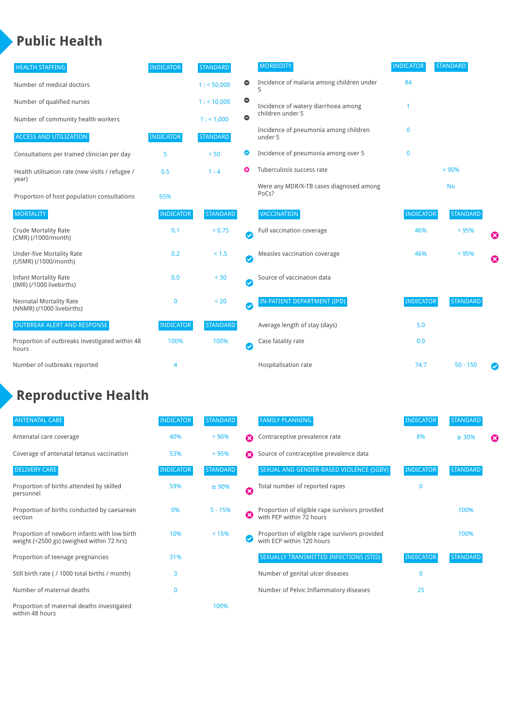# Public Health

| HEALTH STAFFING | INDICATOR | STANDARD | |
|---|---|---|---|
| Number of medical doctors | | 1 : < 50,000 | ⊖ |
| Number of qualified nurses | | 1 : < 10,000 | ⊖ |
| Number of community health workers | | 1 : < 1,000 | ⊖ |

| ACCESS AND UTILIZATION | INDICATOR | STANDARD | |
|---|---|---|---|
| Consultations per trained clinician per day | 5 | < 50 | ✔ |
| Health utilisation rate (new visits / refugee / year) | 0.5 | 1 - 4 | ✖ |
| Proportion of host population consultations | 65% | | |

| MORTALITY | INDICATOR | STANDARD | |
|---|---|---|---|
| Crude Mortality Rate (CMR) (/1000/month) | 0.1 | < 0.75 | ✔ |
| Under-five Mortality Rate (U5MR) (/1000/month) | 0.2 | < 1.5 | ✔ |
| Infant Mortality Rate (IMR) (/1000 livebirths) | 0.0 | < 30 | ✔ |
| Neonatal Mortality Rate (NNMR) (/1000 livebirths) | 0 | < 20 | ✔ |

| OUTBREAK ALERT AND RESPONSE | INDICATOR | STANDARD | |
|---|---|---|---|
| Proportion of outbreaks investigated within 48 hours | 100% | 100% | ✔ |
| Number of outbreaks reported | 4 | | |

| MORBIDITY | INDICATOR | STANDARD |
|---|---|---|
| Incidence of malaria among children under 5 | 84 | |
| Incidence of watery diarrhoea among children under 5 | 1 | |
| Incidence of pneumonia among children under 5 | 0 | |
| Incidence of pneumonia among over 5 | 0 | |
| Tuberculosis success rate | | < 90% |
| Were any MDR/X-TB cases diagnosed among PoCs? | | No |

| VACCINATION | INDICATOR | STANDARD | |
|---|---|---|---|
| Full vaccination coverage | 46% | < 95% | ✖ |
| Measles vaccination coverage | 46% | < 95% | ✖ |
| Source of vaccination data | | | |

| IN-PATIENT DEPARTMENT (IPD) | INDICATOR | STANDARD | |
|---|---|---|---|
| Average length of stay (days) | 5.0 | | |
| Case fatality rate | 0.0 | | |
| Hospitalisation rate | 74.7 | 50 - 150 | ✔ |

# Reproductive Health

| ANTENATAL CARE | INDICATOR | STANDARD | |
|---|---|---|---|
| Antenatal care coverage | 40% | > 90% | ✖ |
| Coverage of antenatal tetanus vaccination | 53% | > 95% | ✖ |

| DELIVERY CARE | INDICATOR | STANDARD | |
|---|---|---|---|
| Proportion of births attended by skilled personnel | 59% | ≥ 90% | ✖ |
| Proportion of births conducted by caesarean section | 0% | 5 - 15% | ✖ |
| Proportion of newborn infants with low birth weight (<2500 gs) (weighed within 72 hrs) | 10% | < 15% | ✔ |
| Proportion of teenage pregnancies | 31% | | |
| Still birth rate ( / 1000 total births / month) | 3 | | |
| Number of maternal deaths | 0 | | |
| Proportion of maternal deaths investigated within 48 hours | | 100% | |

| FAMILY PLANNING | INDICATOR | STANDARD | |
|---|---|---|---|
| Contraceptive prevalence rate | 8% | ≥ 30% | ✖ |
| Source of contraceptive prevalence data | | | |

| SEXUAL AND GENDER-BASED VIOLENCE (SGBV) | INDICATOR | STANDARD |
|---|---|---|
| Total number of reported rapes | 0 | |
| Proportion of eligible rape survivors provided with PEP within 72 hours | | 100% |
| Proportion of eligible rape survivors provided with ECP within 120 hours | | 100% |

| SEXUALLY TRANSMITTED INFECTIONS (STIS) | INDICATOR | STANDARD |
|---|---|---|
| Number of genital ulcer diseases | 0 | |
| Number of Pelvic Inflammatory diseases | 25 | |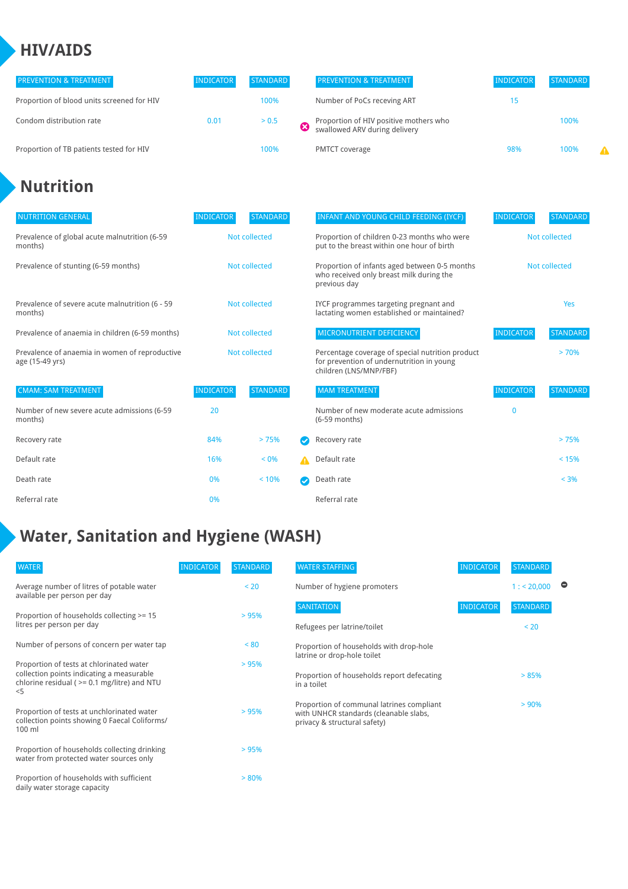# HIV/AIDS

| PREVENTION & TREATMENT | INDICATOR | STANDARD |
|---|---|---|
| Proportion of blood units screened for HIV | | 100% |
| Condom distribution rate | 0.01 | > 0.5 |
| Proportion of TB patients tested for HIV | | 100% |

| PREVENTION & TREATMENT | INDICATOR | STANDARD |
|---|---|---|
| Number of PoCs receving ART | 15 | |
| Proportion of HIV positive mothers who swallowed ARV during delivery | | 100% |
| PMTCT coverage | 98% | 100% |

# Nutrition

| NUTRITION GENERAL | INDICATOR | STANDARD |
|---|---|---|
| Prevalence of global acute malnutrition (6-59 months) | Not collected | |
| Prevalence of stunting (6-59 months) | Not collected | |
| Prevalence of severe acute malnutrition (6 - 59 months) | Not collected | |
| Prevalence of anaemia in children (6-59 months) | Not collected | |
| Prevalence of anaemia in women of reproductive age (15-49 yrs) | Not collected | |

| INFANT AND YOUNG CHILD FEEDING (IYCF) | INDICATOR | STANDARD |
|---|---|---|
| Proportion of children 0-23 months who were put to the breast within one hour of birth | Not collected | |
| Proportion of infants aged between 0-5 months who received only breast milk during the previous day | Not collected | |
| IYCF programmes targeting pregnant and lactating women established or maintained? | | Yes |

| MICRONUTRIENT DEFICIENCY | INDICATOR | STANDARD |
|---|---|---|
| Percentage coverage of special nutrition product for prevention of undernutrition in young children (LNS/MNP/FBF) | | > 70% |

| CMAM: SAM TREATMENT | INDICATOR | STANDARD |
|---|---|---|
| Number of new severe acute admissions (6-59 months) | 20 | |
| Recovery rate | 84% | > 75% |
| Default rate | 16% | < 0% |
| Death rate | 0% | < 10% |
| Referral rate | 0% | |

| MAM TREATMENT | INDICATOR | STANDARD |
|---|---|---|
| Number of new moderate acute admissions (6-59 months) | 0 | |
| Recovery rate | | > 75% |
| Default rate | | < 15% |
| Death rate | | < 3% |
| Referral rate | | |

# Water, Sanitation and Hygiene (WASH)

| WATER | INDICATOR | STANDARD |
|---|---|---|
| Average number of litres of potable water available per person per day | | < 20 |
| Proportion of households collecting >= 15 litres per person per day | | > 95% |
| Number of persons of concern per water tap | | < 80 |
| Proportion of tests at chlorinated water collection points indicating a measurable chlorine residual ( >= 0.1 mg/litre) and NTU <5 | | > 95% |
| Proportion of tests at unchlorinated water collection points showing 0 Faecal Coliforms/ 100 ml | | > 95% |
| Proportion of households collecting drinking water from protected water sources only | | > 95% |
| Proportion of households with sufficient daily water storage capacity | | > 80% |

| WATER STAFFING | INDICATOR | STANDARD |
|---|---|---|
| Number of hygiene promoters | | 1 : < 20,000 |

| SANITATION | INDICATOR | STANDARD |
|---|---|---|
| Refugees per latrine/toilet | | < 20 |
| Proportion of households with drop-hole latrine or drop-hole toilet | | |
| Proportion of households report defecating in a toilet | | > 85% |
| Proportion of communal latrines compliant with UNHCR standards (cleanable slabs, privacy & structural safety) | | > 90% |